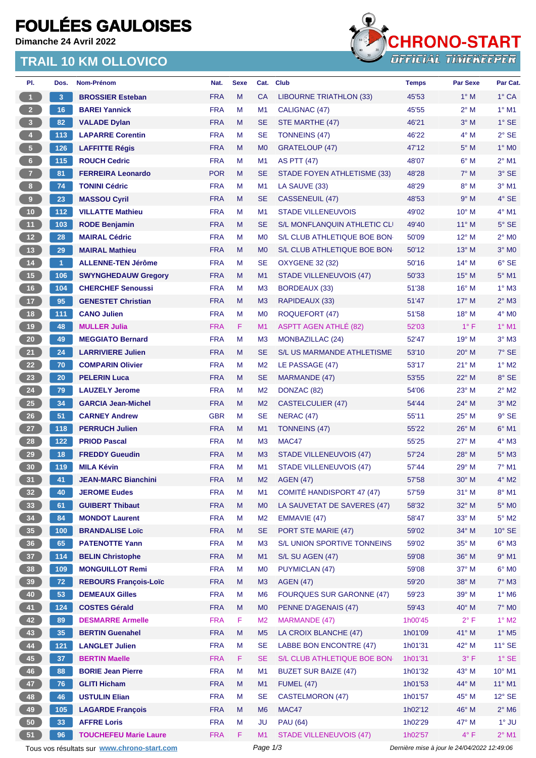# FOULÉES GAULOISES

**Dimanche 24 Avril 2022**

## TRAIL 10 KM OLLOVICO

CHRONO-START OFFICIAL TIMEKEEPER

| Pl. | Dos. | Nom-Prénom | Nat. | Sexe | Cat. | Club | Temps | Par Sexe | Par Cat. |
|---|---|---|---|---|---|---|---|---|---|
| 1 | 3 | BROSSIER Esteban | FRA | M | CA | LIBOURNE TRIATHLON (33) | 45'53 | 1° M | 1° CA |
| 2 | 16 | BAREI Yannick | FRA | M | M1 | CALIGNAC (47) | 45'55 | 2° M | 1° M1 |
| 3 | 82 | VALADE Dylan | FRA | M | SE | STE MARTHE (47) | 46'21 | 3° M | 1° SE |
| 4 | 113 | LAPARRE Corentin | FRA | M | SE | TONNEINS (47) | 46'22 | 4° M | 2° SE |
| 5 | 126 | LAFFITTE Régis | FRA | M | M0 | GRATELOUP (47) | 47'12 | 5° M | 1° M0 |
| 6 | 115 | ROUCH Cedric | FRA | M | M1 | AS PTT (47) | 48'07 | 6° M | 2° M1 |
| 7 | 81 | FERREIRA Leonardo | POR | M | SE | STADE FOYEN ATHLETISME (33) | 48'28 | 7° M | 3° SE |
| 8 | 74 | TONINI Cédric | FRA | M | M1 | LA SAUVE (33) | 48'29 | 8° M | 3° M1 |
| 9 | 23 | MASSOU Cyril | FRA | M | SE | CASSENEUIL (47) | 48'53 | 9° M | 4° SE |
| 10 | 112 | VILLATTE Mathieu | FRA | M | M1 | STADE VILLENEUVOIS | 49'02 | 10° M | 4° M1 |
| 11 | 103 | RODE Benjamin | FRA | M | SE | S/L MONFLANQUIN ATHLETIC CLI | 49'40 | 11° M | 5° SE |
| 12 | 28 | MAIRAL Cédric | FRA | M | M0 | S/L CLUB ATHLETIQUE BOE BON | 50'09 | 12° M | 2° M0 |
| 13 | 29 | MAIRAL Mathieu | FRA | M | M0 | S/L CLUB ATHLETIQUE BOE BON | 50'12 | 13° M | 3° M0 |
| 14 | 1 | ALLENNE-TEN Jérôme | FRA | M | SE | OXYGENE 32 (32) | 50'16 | 14° M | 6° SE |
| 15 | 106 | SWYNGHEDAUW Gregory | FRA | M | M1 | STADE VILLENEUVOIS (47) | 50'33 | 15° M | 5° M1 |
| 16 | 104 | CHERCHEF Senoussi | FRA | M | M3 | BORDEAUX (33) | 51'38 | 16° M | 1° M3 |
| 17 | 95 | GENESTET Christian | FRA | M | M3 | RAPIDEAUX (33) | 51'47 | 17° M | 2° M3 |
| 18 | 111 | CANO Julien | FRA | M | M0 | ROQUEFORT (47) | 51'58 | 18° M | 4° M0 |
| 19 | 48 | MULLER Julia | FRA | F | M1 | ASPTT AGEN ATHLÉ (82) | 52'03 | 1° F | 1° M1 |
| 20 | 49 | MEGGIATO Bernard | FRA | M | M3 | MONBAZILLAC (24) | 52'47 | 19° M | 3° M3 |
| 21 | 24 | LARRIVIERE Julien | FRA | M | SE | S/L US MARMANDE ATHLETISME | 53'10 | 20° M | 7° SE |
| 22 | 70 | COMPARIN Olivier | FRA | M | M2 | LE PASSAGE (47) | 53'17 | 21° M | 1° M2 |
| 23 | 20 | PELERIN Luca | FRA | M | SE | MARMANDE (47) | 53'55 | 22° M | 8° SE |
| 24 | 79 | LAUZELY Jerome | FRA | M | M2 | DONZAC (82) | 54'06 | 23° M | 2° M2 |
| 25 | 34 | GARCIA Jean-Michel | FRA | M | M2 | CASTELCULIER (47) | 54'44 | 24° M | 3° M2 |
| 26 | 51 | CARNEY Andrew | GBR | M | SE | NERAC (47) | 55'11 | 25° M | 9° SE |
| 27 | 118 | PERRUCH Julien | FRA | M | M1 | TONNEINS (47) | 55'22 | 26° M | 6° M1 |
| 28 | 122 | PRIOD Pascal | FRA | M | M3 | MAC47 | 55'25 | 27° M | 4° M3 |
| 29 | 18 | FREDDY Gueudin | FRA | M | M3 | STADE VILLENEUVOIS (47) | 57'24 | 28° M | 5° M3 |
| 30 | 119 | MILA Kévin | FRA | M | M1 | STADE VILLENEUVOIS (47) | 57'44 | 29° M | 7° M1 |
| 31 | 41 | JEAN-MARC Bianchini | FRA | M | M2 | AGEN (47) | 57'58 | 30° M | 4° M2 |
| 32 | 40 | JEROME Eudes | FRA | M | M1 | COMITÉ HANDISPORT 47 (47) | 57'59 | 31° M | 8° M1 |
| 33 | 61 | GUIBERT Thibaut | FRA | M | M0 | LA SAUVETAT DE SAVERES (47) | 58'32 | 32° M | 5° M0 |
| 34 | 84 | MONDOT Laurent | FRA | M | M2 | EMMAVIE (47) | 58'47 | 33° M | 5° M2 |
| 35 | 100 | BRANDALISE Loïc | FRA | M | SE | PORT STE MARIE (47) | 59'02 | 34° M | 10° SE |
| 36 | 65 | PATENOTTE Yann | FRA | M | M3 | S/L UNION SPORTIVE TONNEINS | 59'02 | 35° M | 6° M3 |
| 37 | 114 | BELIN Christophe | FRA | M | M1 | S/L SU AGEN (47) | 59'08 | 36° M | 9° M1 |
| 38 | 109 | MONGUILLOT Remi | FRA | M | M0 | PUYMICLAN (47) | 59'08 | 37° M | 6° M0 |
| 39 | 72 | REBOURS François-Loïc | FRA | M | M3 | AGEN (47) | 59'20 | 38° M | 7° M3 |
| 40 | 53 | DEMEAUX Gilles | FRA | M | M6 | FOURQUES SUR GARONNE (47) | 59'23 | 39° M | 1° M6 |
| 41 | 124 | COSTES Gérald | FRA | M | M0 | PENNE D'AGENAIS (47) | 59'43 | 40° M | 7° M0 |
| 42 | 89 | DESMARRE Armelle | FRA | F | M2 | MARMANDE (47) | 1h00'45 | 2° F | 1° M2 |
| 43 | 35 | BERTIN Guenahel | FRA | M | M5 | LA CROIX BLANCHE (47) | 1h01'09 | 41° M | 1° M5 |
| 44 | 121 | LANGLET Julien | FRA | M | SE | LABBE BON ENCONTRE (47) | 1h01'31 | 42° M | 11° SE |
| 45 | 37 | BERTIN Maelle | FRA | F | SE | S/L CLUB ATHLETIQUE BOE BON | 1h01'31 | 3° F | 1° SE |
| 46 | 88 | BORIE Jean Pierre | FRA | M | M1 | BUZET SUR BAIZE (47) | 1h01'32 | 43° M | 10° M1 |
| 47 | 76 | GLITI Hicham | FRA | M | M1 | FUMEL (47) | 1h01'53 | 44° M | 11° M1 |
| 48 | 46 | USTULIN Elian | FRA | M | SE | CASTELMORON (47) | 1h01'57 | 45° M | 12° SE |
| 49 | 105 | LAGARDE François | FRA | M | M6 | MAC47 | 1h02'12 | 46° M | 2° M6 |
| 50 | 33 | AFFRE Loris | FRA | M | JU | PAU (64) | 1h02'29 | 47° M | 1° JU |
| 51 | 96 | TOUCHEFEU Marie Laure | FRA | F | M1 | STADE VILLENEUVOIS (47) | 1h02'57 | 4° F | 2° M1 |

Tous vos résultats sur www.chrono-start.com

*Dernière mise à jour le 24/04/2022 12:49:06*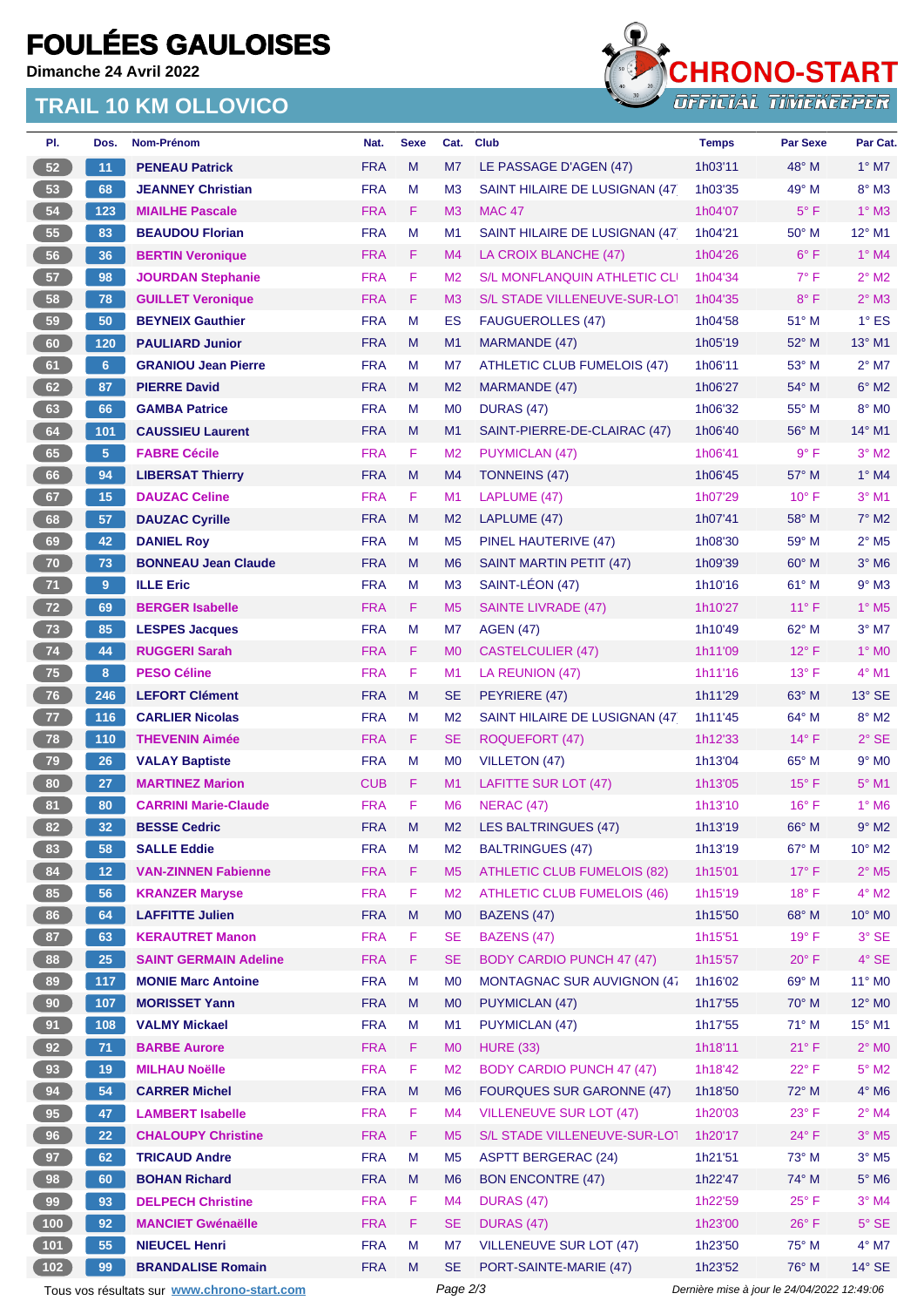# FOULÉES GAULOISES

**Dimanche 24 Avril 2022**

## TRAIL 10 KM OLLOVICO

| Pl. | Dos. | Nom-Prénom | Nat. | Sexe | Cat. | Club | Temps | Par Sexe | Par Cat. |
|---|---|---|---|---|---|---|---|---|---|
| 52 | 11 | PENEAU Patrick | FRA | M | M7 | LE PASSAGE D'AGEN (47) | 1h03'11 | 48° M | 1° M7 |
| 53 | 68 | JEANNEY Christian | FRA | M | M3 | SAINT HILAIRE DE LUSIGNAN (47 | 1h03'35 | 49° M | 8° M3 |
| 54 | 123 | MIAILHE Pascale | FRA | F | M3 | MAC 47 | 1h04'07 | 5° F | 1° M3 |
| 55 | 83 | BEAUDOU Florian | FRA | M | M1 | SAINT HILAIRE DE LUSIGNAN (47 | 1h04'21 | 50° M | 12° M1 |
| 56 | 36 | BERTIN Veronique | FRA | F | M4 | LA CROIX BLANCHE (47) | 1h04'26 | 6° F | 1° M4 |
| 57 | 98 | JOURDAN Stephanie | FRA | F | M2 | S/L MONFLANQUIN ATHLETIC CLU | 1h04'34 | 7° F | 2° M2 |
| 58 | 78 | GUILLET Veronique | FRA | F | M3 | S/L STADE VILLENEUVE-SUR-LOT | 1h04'35 | 8° F | 2° M3 |
| 59 | 50 | BEYNEIX Gauthier | FRA | M | ES | FAUGUEROLLES (47) | 1h04'58 | 51° M | 1° ES |
| 60 | 120 | PAULIARD Junior | FRA | M | M1 | MARMANDE (47) | 1h05'19 | 52° M | 13° M1 |
| 61 | 6 | GRANIOU Jean Pierre | FRA | M | M7 | ATHLETIC CLUB FUMELOIS (47) | 1h06'11 | 53° M | 2° M7 |
| 62 | 87 | PIERRE David | FRA | M | M2 | MARMANDE (47) | 1h06'27 | 54° M | 6° M2 |
| 63 | 66 | GAMBA Patrice | FRA | M | M0 | DURAS (47) | 1h06'32 | 55° M | 8° M0 |
| 64 | 101 | CAUSSIEU Laurent | FRA | M | M1 | SAINT-PIERRE-DE-CLAIRAC (47) | 1h06'40 | 56° M | 14° M1 |
| 65 | 5 | FABRE Cécile | FRA | F | M2 | PUYMICLAN (47) | 1h06'41 | 9° F | 3° M2 |
| 66 | 94 | LIBERSAT Thierry | FRA | M | M4 | TONNEINS (47) | 1h06'45 | 57° M | 1° M4 |
| 67 | 15 | DAUZAC Celine | FRA | F | M1 | LAPLUME (47) | 1h07'29 | 10° F | 3° M1 |
| 68 | 57 | DAUZAC Cyrille | FRA | M | M2 | LAPLUME (47) | 1h07'41 | 58° M | 7° M2 |
| 69 | 42 | DANIEL Roy | FRA | M | M5 | PINEL HAUTERIVE (47) | 1h08'30 | 59° M | 2° M5 |
| 70 | 73 | BONNEAU Jean Claude | FRA | M | M6 | SAINT MARTIN PETIT (47) | 1h09'39 | 60° M | 3° M6 |
| 71 | 9 | ILLE Eric | FRA | M | M3 | SAINT-LÉON (47) | 1h10'16 | 61° M | 9° M3 |
| 72 | 69 | BERGER Isabelle | FRA | F | M5 | SAINTE LIVRADE (47) | 1h10'27 | 11° F | 1° M5 |
| 73 | 85 | LESPES Jacques | FRA | M | M7 | AGEN (47) | 1h10'49 | 62° M | 3° M7 |
| 74 | 44 | RUGGERI Sarah | FRA | F | M0 | CASTELCULIER (47) | 1h11'09 | 12° F | 1° M0 |
| 75 | 8 | PESO Céline | FRA | F | M1 | LA REUNION (47) | 1h11'16 | 13° F | 4° M1 |
| 76 | 246 | LEFORT Clément | FRA | M | SE | PEYRIERE (47) | 1h11'29 | 63° M | 13° SE |
| 77 | 116 | CARLIER Nicolas | FRA | M | M2 | SAINT HILAIRE DE LUSIGNAN (47 | 1h11'45 | 64° M | 8° M2 |
| 78 | 110 | THEVENIN Aimée | FRA | F | SE | ROQUEFORT (47) | 1h12'33 | 14° F | 2° SE |
| 79 | 26 | VALAY Baptiste | FRA | M | M0 | VILLETON (47) | 1h13'04 | 65° M | 9° M0 |
| 80 | 27 | MARTINEZ Marion | CUB | F | M1 | LAFITTE SUR LOT (47) | 1h13'05 | 15° F | 5° M1 |
| 81 | 80 | CARRINI Marie-Claude | FRA | F | M6 | NERAC (47) | 1h13'10 | 16° F | 1° M6 |
| 82 | 32 | BESSE Cedric | FRA | M | M2 | LES BALTRINGUES (47) | 1h13'19 | 66° M | 9° M2 |
| 83 | 58 | SALLE Eddie | FRA | M | M2 | BALTRINGUES (47) | 1h13'19 | 67° M | 10° M2 |
| 84 | 12 | VAN-ZINNEN Fabienne | FRA | F | M5 | ATHLETIC CLUB FUMELOIS (82) | 1h15'01 | 17° F | 2° M5 |
| 85 | 56 | KRANZER Maryse | FRA | F | M2 | ATHLETIC CLUB FUMELOIS (46) | 1h15'19 | 18° F | 4° M2 |
| 86 | 64 | LAFFITTE Julien | FRA | M | M0 | BAZENS (47) | 1h15'50 | 68° M | 10° M0 |
| 87 | 63 | KERAUTRET Manon | FRA | F | SE | BAZENS (47) | 1h15'51 | 19° F | 3° SE |
| 88 | 25 | SAINT GERMAIN Adeline | FRA | F | SE | BODY CARDIO PUNCH 47 (47) | 1h15'57 | 20° F | 4° SE |
| 89 | 117 | MONIE Marc Antoine | FRA | M | M0 | MONTAGNAC SUR AUVIGNON (47 | 1h16'02 | 69° M | 11° M0 |
| 90 | 107 | MORISSET Yann | FRA | M | M0 | PUYMICLAN (47) | 1h17'55 | 70° M | 12° M0 |
| 91 | 108 | VALMY Mickael | FRA | M | M1 | PUYMICLAN (47) | 1h17'55 | 71° M | 15° M1 |
| 92 | 71 | BARBE Aurore | FRA | F | M0 | HURE (33) | 1h18'11 | 21° F | 2° M0 |
| 93 | 19 | MILHAU Noëlle | FRA | F | M2 | BODY CARDIO PUNCH 47 (47) | 1h18'42 | 22° F | 5° M2 |
| 94 | 54 | CARRER Michel | FRA | M | M6 | FOURQUES SUR GARONNE (47) | 1h18'50 | 72° M | 4° M6 |
| 95 | 47 | LAMBERT Isabelle | FRA | F | M4 | VILLENEUVE SUR LOT (47) | 1h20'03 | 23° F | 2° M4 |
| 96 | 22 | CHALOUPY Christine | FRA | F | M5 | S/L STADE VILLENEUVE-SUR-LOT | 1h20'17 | 24° F | 3° M5 |
| 97 | 62 | TRICAUD Andre | FRA | M | M5 | ASPTT BERGERAC (24) | 1h21'51 | 73° M | 3° M5 |
| 98 | 60 | BOHAN Richard | FRA | M | M6 | BON ENCONTRE (47) | 1h22'47 | 74° M | 5° M6 |
| 99 | 93 | DELPECH Christine | FRA | F | M4 | DURAS (47) | 1h22'59 | 25° F | 3° M4 |
| 100 | 92 | MANCIET Gwénaëlle | FRA | F | SE | DURAS (47) | 1h23'00 | 26° F | 5° SE |
| 101 | 55 | NIEUCEL Henri | FRA | M | M7 | VILLENEUVE SUR LOT (47) | 1h23'50 | 75° M | 4° M7 |
| 102 | 99 | BRANDALISE Romain | FRA | M | SE | PORT-SAINTE-MARIE (47) | 1h23'52 | 76° M | 14° SE |

Tous vos résultats sur www.chrono-start.com

Dernière mise à jour le 24/04/2022 12:49:06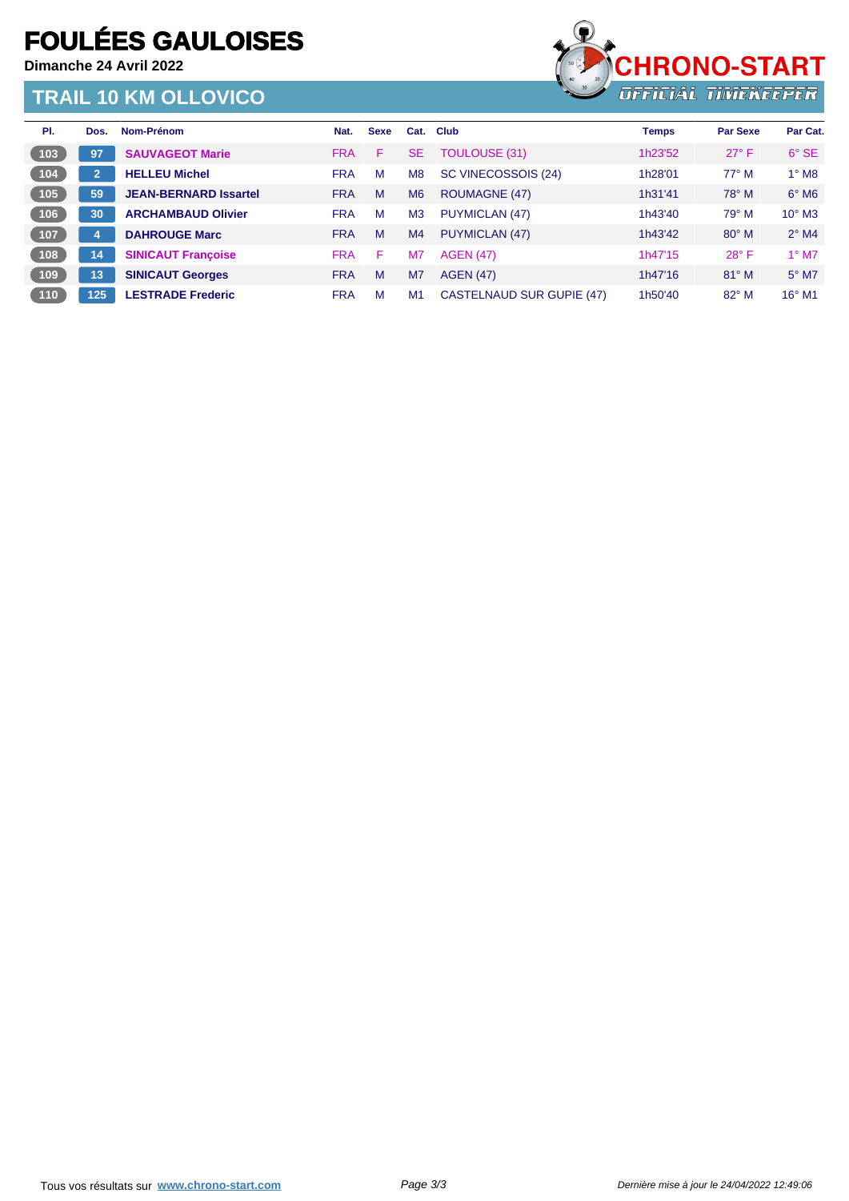# FOULÉES GAULOISES

**Dimanche 24 Avril 2022**

CHRONO-START
OFFICIAL TIMEKEEPER

## TRAIL 10 KM OLLOVICO

| Pl. | Dos. | Nom-Prénom | Nat. | Sexe | Cat. | Club | Temps | Par Sexe | Par Cat. |
|---|---|---|---|---|---|---|---|---|---|
| 103 | 97 | **SAUVAGEOT Marie** | FRA | F | SE | TOULOUSE (31) | 1h23'52 | 27° F | 6° SE |
| 104 | 2 | **HELLEU Michel** | FRA | M | M8 | SC VINECOSSOIS (24) | 1h28'01 | 77° M | 1° M8 |
| 105 | 59 | **JEAN-BERNARD Issartel** | FRA | M | M6 | ROUMAGNE (47) | 1h31'41 | 78° M | 6° M6 |
| 106 | 30 | **ARCHAMBAUD Olivier** | FRA | M | M3 | PUYMICLAN (47) | 1h43'40 | 79° M | 10° M3 |
| 107 | 4 | **DAHROUGE Marc** | FRA | M | M4 | PUYMICLAN (47) | 1h43'42 | 80° M | 2° M4 |
| 108 | 14 | **SINICAUT Françoise** | FRA | F | M7 | AGEN (47) | 1h47'15 | 28° F | 1° M7 |
| 109 | 13 | **SINICAUT Georges** | FRA | M | M7 | AGEN (47) | 1h47'16 | 81° M | 5° M7 |
| 110 | 125 | **LESTRADE Frederic** | FRA | M | M1 | CASTELNAUD SUR GUPIE (47) | 1h50'40 | 82° M | 16° M1 |

Tous vos résultats sur **www.chrono-start.com**

*Dernière mise à jour le 24/04/2022 12:49:06*